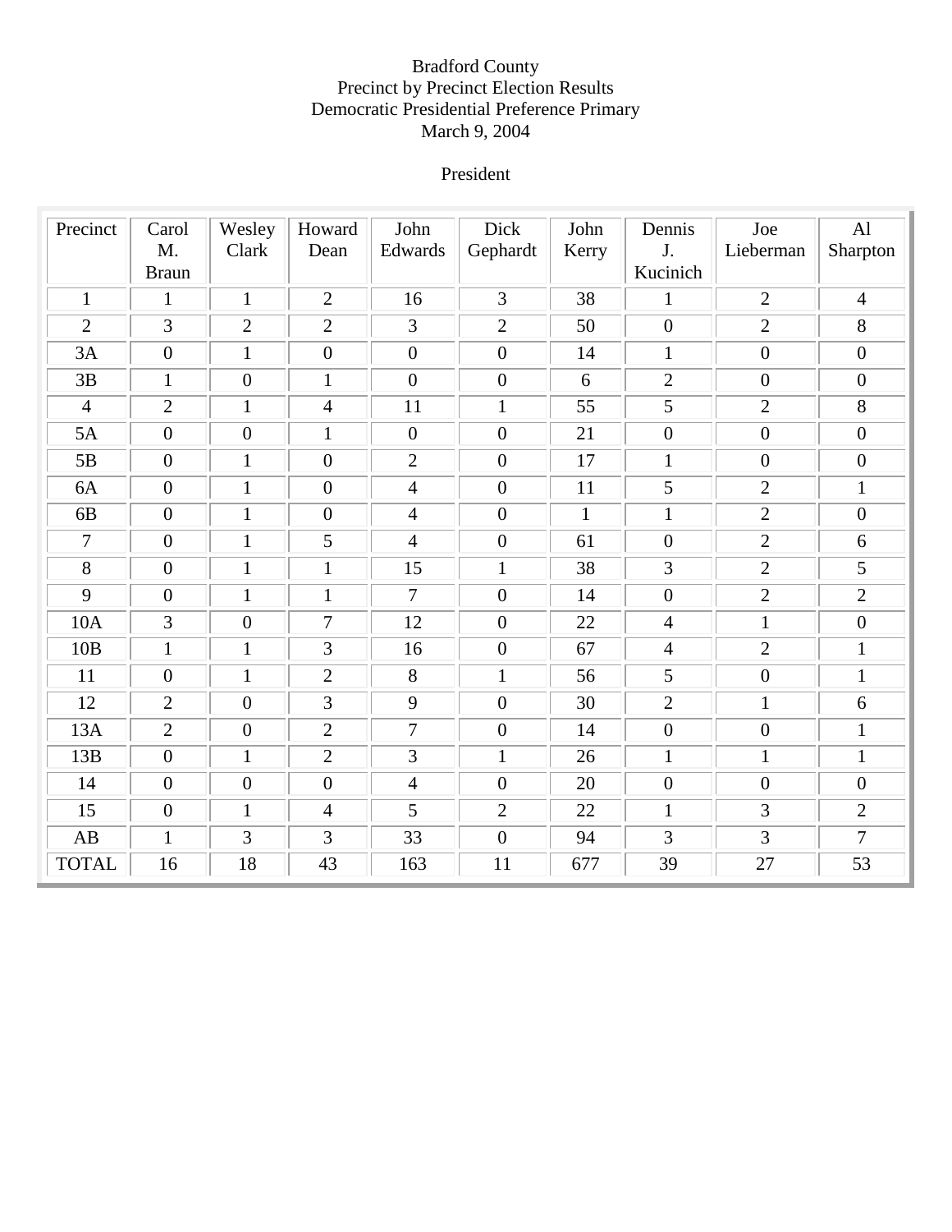Bradford County
Precinct by Precinct Election Results
Democratic Presidential Preference Primary
March 9, 2004

President

| Precinct | Carol M. Braun | Wesley Clark | Howard Dean | John Edwards | Dick Gephardt | John Kerry | Dennis J. Kucinich | Joe Lieberman | Al Sharpton |
|---|---|---|---|---|---|---|---|---|---|
| 1 | 1 | 1 | 2 | 16 | 3 | 38 | 1 | 2 | 4 |
| 2 | 3 | 2 | 2 | 3 | 2 | 50 | 0 | 2 | 8 |
| 3A | 0 | 1 | 0 | 0 | 0 | 14 | 1 | 0 | 0 |
| 3B | 1 | 0 | 1 | 0 | 0 | 6 | 2 | 0 | 0 |
| 4 | 2 | 1 | 4 | 11 | 1 | 55 | 5 | 2 | 8 |
| 5A | 0 | 0 | 1 | 0 | 0 | 21 | 0 | 0 | 0 |
| 5B | 0 | 1 | 0 | 2 | 0 | 17 | 1 | 0 | 0 |
| 6A | 0 | 1 | 0 | 4 | 0 | 11 | 5 | 2 | 1 |
| 6B | 0 | 1 | 0 | 4 | 0 | 1 | 1 | 2 | 0 |
| 7 | 0 | 1 | 5 | 4 | 0 | 61 | 0 | 2 | 6 |
| 8 | 0 | 1 | 1 | 15 | 1 | 38 | 3 | 2 | 5 |
| 9 | 0 | 1 | 1 | 7 | 0 | 14 | 0 | 2 | 2 |
| 10A | 3 | 0 | 7 | 12 | 0 | 22 | 4 | 1 | 0 |
| 10B | 1 | 1 | 3 | 16 | 0 | 67 | 4 | 2 | 1 |
| 11 | 0 | 1 | 2 | 8 | 1 | 56 | 5 | 0 | 1 |
| 12 | 2 | 0 | 3 | 9 | 0 | 30 | 2 | 1 | 6 |
| 13A | 2 | 0 | 2 | 7 | 0 | 14 | 0 | 0 | 1 |
| 13B | 0 | 1 | 2 | 3 | 1 | 26 | 1 | 1 | 1 |
| 14 | 0 | 0 | 0 | 4 | 0 | 20 | 0 | 0 | 0 |
| 15 | 0 | 1 | 4 | 5 | 2 | 22 | 1 | 3 | 2 |
| AB | 1 | 3 | 3 | 33 | 0 | 94 | 3 | 3 | 7 |
| TOTAL | 16 | 18 | 43 | 163 | 11 | 677 | 39 | 27 | 53 |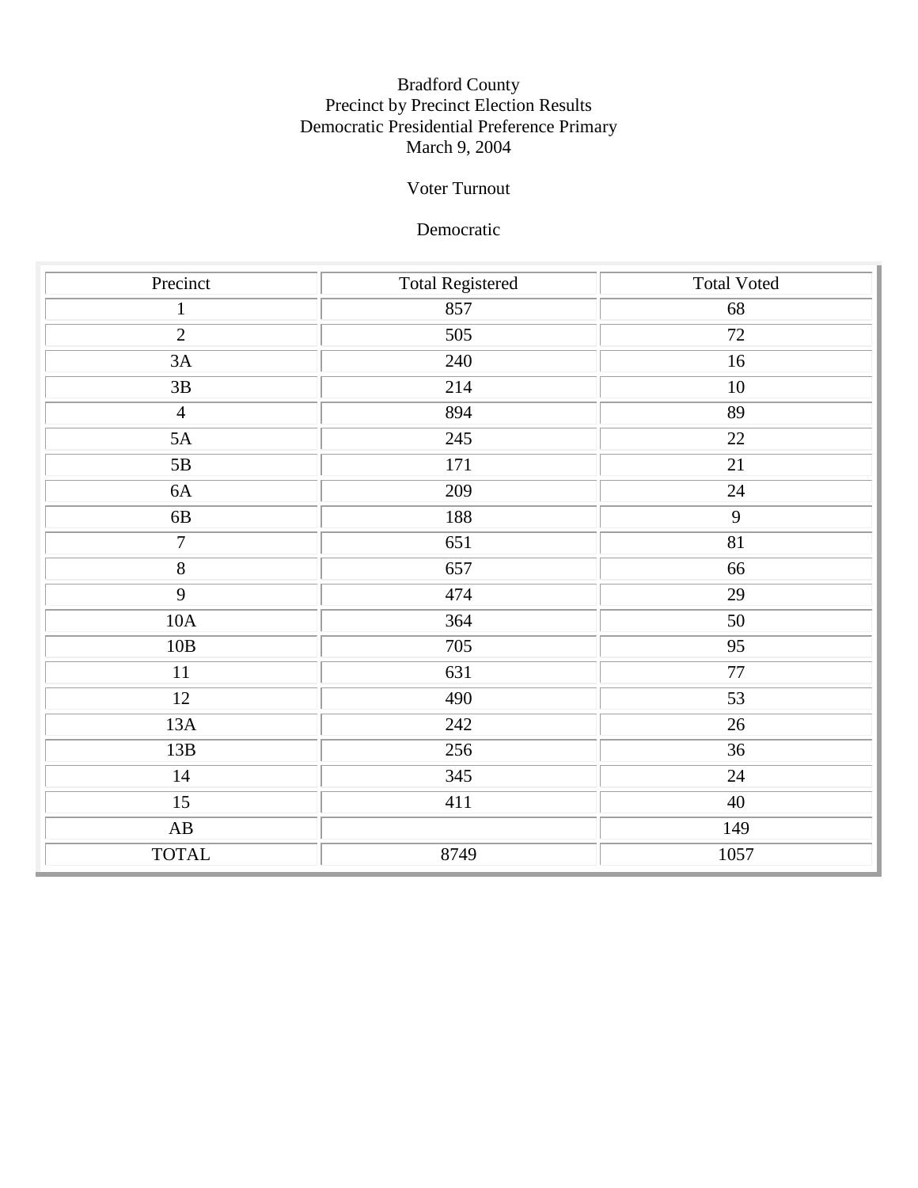Bradford County
Precinct by Precinct Election Results
Democratic Presidential Preference Primary
March 9, 2004

Voter Turnout

Democratic

| Precinct | Total Registered | Total Voted |
|---|---|---|
| 1 | 857 | 68 |
| 2 | 505 | 72 |
| 3A | 240 | 16 |
| 3B | 214 | 10 |
| 4 | 894 | 89 |
| 5A | 245 | 22 |
| 5B | 171 | 21 |
| 6A | 209 | 24 |
| 6B | 188 | 9 |
| 7 | 651 | 81 |
| 8 | 657 | 66 |
| 9 | 474 | 29 |
| 10A | 364 | 50 |
| 10B | 705 | 95 |
| 11 | 631 | 77 |
| 12 | 490 | 53 |
| 13A | 242 | 26 |
| 13B | 256 | 36 |
| 14 | 345 | 24 |
| 15 | 411 | 40 |
| AB | | 149 |
| TOTAL | 8749 | 1057 |